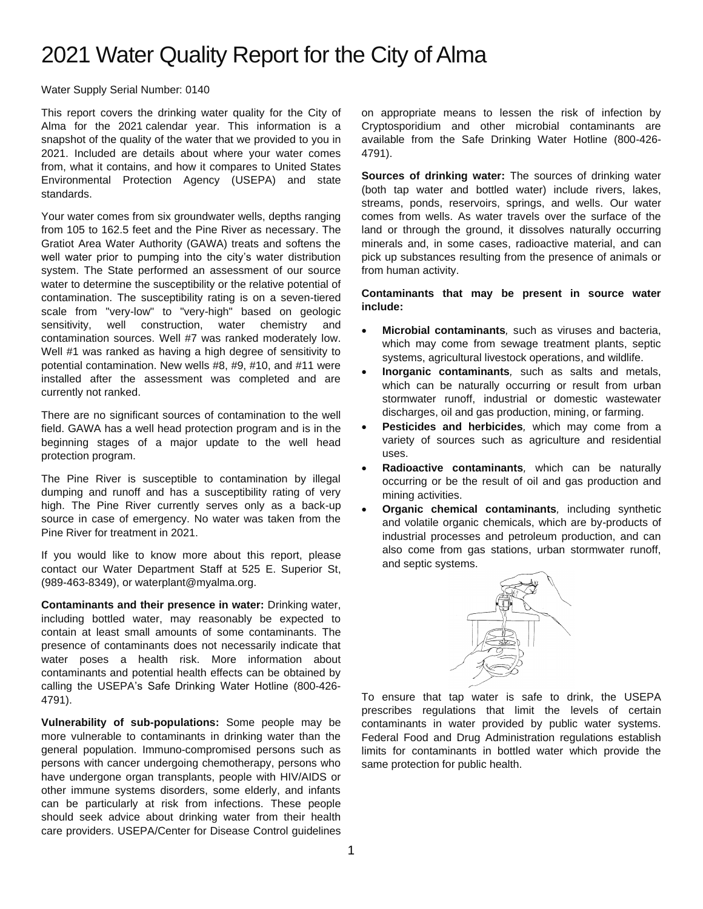# 2021 Water Quality Report for the City of Alma

Water Supply Serial Number: 0140

This report covers the drinking water quality for the City of Alma for the 2021 calendar year. This information is a snapshot of the quality of the water that we provided to you in 2021. Included are details about where your water comes from, what it contains, and how it compares to United States Environmental Protection Agency (USEPA) and state standards.

Your water comes from six groundwater wells, depths ranging from 105 to 162.5 feet and the Pine River as necessary. The Gratiot Area Water Authority (GAWA) treats and softens the well water prior to pumping into the city's water distribution system. The State performed an assessment of our source water to determine the susceptibility or the relative potential of contamination. The susceptibility rating is on a seven-tiered scale from "very-low" to "very-high" based on geologic sensitivity, well construction, water chemistry and contamination sources. Well #7 was ranked moderately low. Well #1 was ranked as having a high degree of sensitivity to potential contamination. New wells #8, #9, #10, and #11 were installed after the assessment was completed and are currently not ranked.

There are no significant sources of contamination to the well field. GAWA has a well head protection program and is in the beginning stages of a major update to the well head protection program.

The Pine River is susceptible to contamination by illegal dumping and runoff and has a susceptibility rating of very high. The Pine River currently serves only as a back-up source in case of emergency. No water was taken from the Pine River for treatment in 2021.

If you would like to know more about this report, please contact our Water Department Staff at 525 E. Superior St, (989-463-8349), or waterplant@myalma.org.

**Contaminants and their presence in water:** Drinking water, including bottled water, may reasonably be expected to contain at least small amounts of some contaminants. The presence of contaminants does not necessarily indicate that water poses a health risk. More information about contaminants and potential health effects can be obtained by calling the USEPA's Safe Drinking Water Hotline (800-426-4791).

**Vulnerability of sub-populations:** Some people may be more vulnerable to contaminants in drinking water than the general population. Immuno-compromised persons such as persons with cancer undergoing chemotherapy, persons who have undergone organ transplants, people with HIV/AIDS or other immune systems disorders, some elderly, and infants can be particularly at risk from infections. These people should seek advice about drinking water from their health care providers. USEPA/Center for Disease Control guidelines on appropriate means to lessen the risk of infection by Cryptosporidium and other microbial contaminants are available from the Safe Drinking Water Hotline (800-426-4791).

**Sources of drinking water:** The sources of drinking water (both tap water and bottled water) include rivers, lakes, streams, ponds, reservoirs, springs, and wells. Our water comes from wells. As water travels over the surface of the land or through the ground, it dissolves naturally occurring minerals and, in some cases, radioactive material, and can pick up substances resulting from the presence of animals or from human activity.

**Contaminants that may be present in source water include:**

- **Microbial contaminants**, such as viruses and bacteria, which may come from sewage treatment plants, septic systems, agricultural livestock operations, and wildlife.
- **Inorganic contaminants**, such as salts and metals, which can be naturally occurring or result from urban stormwater runoff, industrial or domestic wastewater discharges, oil and gas production, mining, or farming.
- **Pesticides and herbicides**, which may come from a variety of sources such as agriculture and residential uses.
- **Radioactive contaminants**, which can be naturally occurring or be the result of oil and gas production and mining activities.
- **Organic chemical contaminants**, including synthetic and volatile organic chemicals, which are by-products of industrial processes and petroleum production, and can also come from gas stations, urban stormwater runoff, and septic systems.

To ensure that tap water is safe to drink, the USEPA prescribes regulations that limit the levels of certain contaminants in water provided by public water systems. Federal Food and Drug Administration regulations establish limits for contaminants in bottled water which provide the same protection for public health.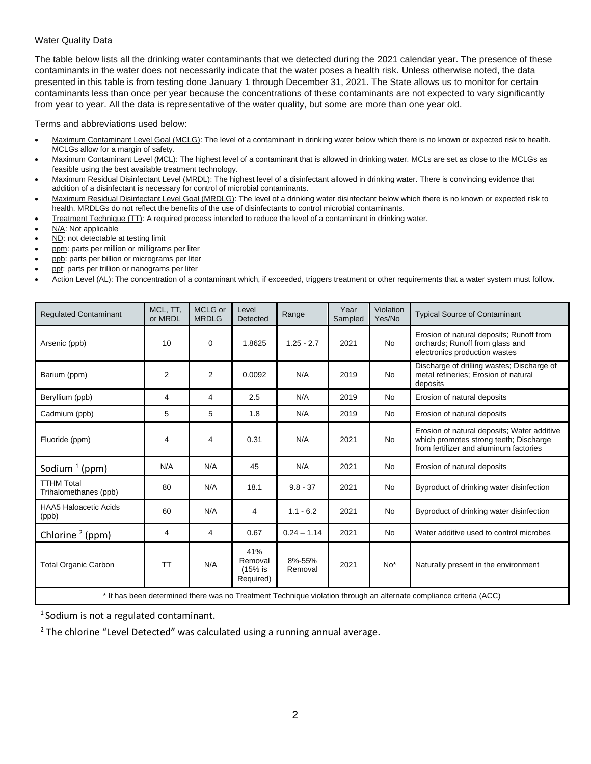Water Quality Data

The table below lists all the drinking water contaminants that we detected during the 2021 calendar year. The presence of these contaminants in the water does not necessarily indicate that the water poses a health risk. Unless otherwise noted, the data presented in this table is from testing done January 1 through December 31, 2021. The State allows us to monitor for certain contaminants less than once per year because the concentrations of these contaminants are not expected to vary significantly from year to year. All the data is representative of the water quality, but some are more than one year old.

Terms and abbreviations used below:

- Maximum Contaminant Level Goal (MCLG): The level of a contaminant in drinking water below which there is no known or expected risk to health. MCLGs allow for a margin of safety.
- Maximum Contaminant Level (MCL): The highest level of a contaminant that is allowed in drinking water. MCLs are set as close to the MCLGs as feasible using the best available treatment technology.
- Maximum Residual Disinfectant Level (MRDL): The highest level of a disinfectant allowed in drinking water. There is convincing evidence that addition of a disinfectant is necessary for control of microbial contaminants.
- Maximum Residual Disinfectant Level Goal (MRDLG): The level of a drinking water disinfectant below which there is no known or expected risk to health. MRDLGs do not reflect the benefits of the use of disinfectants to control microbial contaminants.
- Treatment Technique (TT): A required process intended to reduce the level of a contaminant in drinking water.
- N/A: Not applicable
- ND: not detectable at testing limit
- ppm: parts per million or milligrams per liter
- ppb: parts per billion or micrograms per liter
- ppt: parts per trillion or nanograms per liter
- Action Level (AL): The concentration of a contaminant which, if exceeded, triggers treatment or other requirements that a water system must follow.

| Regulated Contaminant | MCL, TT, or MRDL | MCLG or MRDLG | Level Detected | Range | Year Sampled | Violation Yes/No | Typical Source of Contaminant |
|---|---|---|---|---|---|---|---|
| Arsenic (ppb) | 10 | 0 | 1.8625 | 1.25 - 2.7 | 2021 | No | Erosion of natural deposits; Runoff from orchards; Runoff from glass and electronics production wastes |
| Barium (ppm) | 2 | 2 | 0.0092 | N/A | 2019 | No | Discharge of drilling wastes; Discharge of metal refineries; Erosion of natural deposits |
| Beryllium (ppb) | 4 | 4 | 2.5 | N/A | 2019 | No | Erosion of natural deposits |
| Cadmium (ppb) | 5 | 5 | 1.8 | N/A | 2019 | No | Erosion of natural deposits |
| Fluoride (ppm) | 4 | 4 | 0.31 | N/A | 2021 | No | Erosion of natural deposits; Water additive which promotes strong teeth; Discharge from fertilizer and aluminum factories |
| Sodium [1] (ppm) | N/A | N/A | 45 | N/A | 2021 | No | Erosion of natural deposits |
| TTHM Total Trihalomethanes (ppb) | 80 | N/A | 18.1 | 9.8 - 37 | 2021 | No | Byproduct of drinking water disinfection |
| HAA5 Haloacetic Acids (ppb) | 60 | N/A | 4 | 1.1 - 6.2 | 2021 | No | Byproduct of drinking water disinfection |
| Chlorine [2] (ppm) | 4 | 4 | 0.67 | 0.24 – 1.14 | 2021 | No | Water additive used to control microbes |
| Total Organic Carbon | TT | N/A | 41% Removal (15% is Required) | 8%-55% Removal | 2021 | No* | Naturally present in the environment |

* It has been determined there was no Treatment Technique violation through an alternate compliance criteria (ACC)

[1] Sodium is not a regulated contaminant.

[2] The chlorine "Level Detected" was calculated using a running annual average.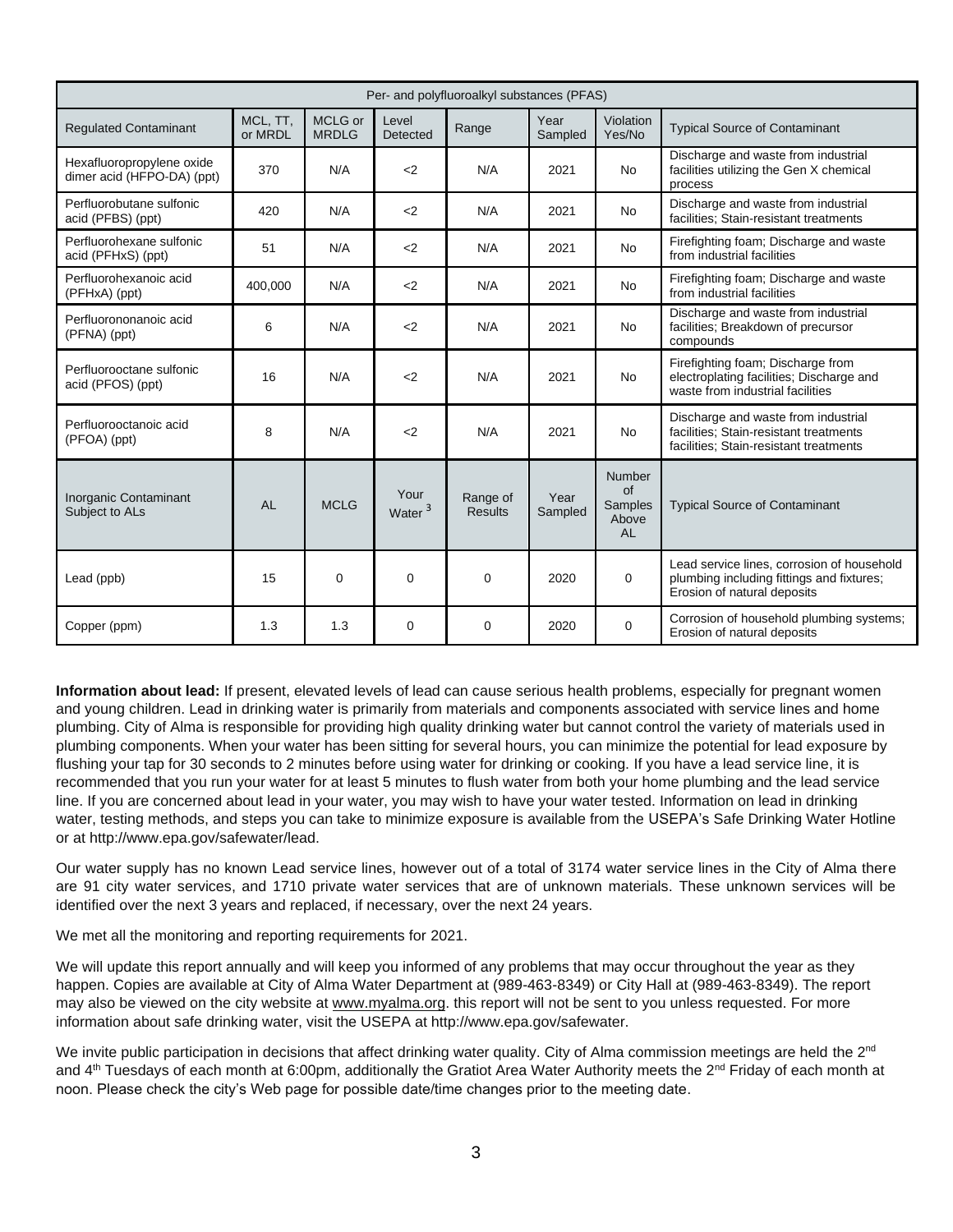| Per- and polyfluoroalkyl substances (PFAS) | | | | | | | |
|---|---|---|---|---|---|---|---|
| Regulated Contaminant | MCL, TT, or MRDL | MCLG or MRDLG | Level Detected | Range | Year Sampled | Violation Yes/No | Typical Source of Contaminant |
| Hexafluoropropylene oxide dimer acid (HFPO-DA) (ppt) | 370 | N/A | <2 | N/A | 2021 | No | Discharge and waste from industrial facilities utilizing the Gen X chemical process |
| Perfluorobutane sulfonic acid (PFBS) (ppt) | 420 | N/A | <2 | N/A | 2021 | No | Discharge and waste from industrial facilities; Stain-resistant treatments |
| Perfluorohexane sulfonic acid (PFHxS) (ppt) | 51 | N/A | <2 | N/A | 2021 | No | Firefighting foam; Discharge and waste from industrial facilities |
| Perfluorohexanoic acid (PFHxA) (ppt) | 400,000 | N/A | <2 | N/A | 2021 | No | Firefighting foam; Discharge and waste from industrial facilities |
| Perfluorononanoic acid (PFNA) (ppt) | 6 | N/A | <2 | N/A | 2021 | No | Discharge and waste from industrial facilities; Breakdown of precursor compounds |
| Perfluorooctane sulfonic acid (PFOS) (ppt) | 16 | N/A | <2 | N/A | 2021 | No | Firefighting foam; Discharge from electroplating facilities; Discharge and waste from industrial facilities |
| Perfluorooctanoic acid (PFOA) (ppt) | 8 | N/A | <2 | N/A | 2021 | No | Discharge and waste from industrial facilities; Stain-resistant treatments facilities; Stain-resistant treatments |
| Inorganic Contaminant Subject to ALs | AL | MCLG | Your Water [3] | Range of Results | Year Sampled | Number of Samples Above AL | Typical Source of Contaminant |
| Lead (ppb) | 15 | 0 | 0 | 0 | 2020 | 0 | Lead service lines, corrosion of household plumbing including fittings and fixtures; Erosion of natural deposits |
| Copper (ppm) | 1.3 | 1.3 | 0 | 0 | 2020 | 0 | Corrosion of household plumbing systems; Erosion of natural deposits |

**Information about lead:** If present, elevated levels of lead can cause serious health problems, especially for pregnant women and young children. Lead in drinking water is primarily from materials and components associated with service lines and home plumbing. City of Alma is responsible for providing high quality drinking water but cannot control the variety of materials used in plumbing components. When your water has been sitting for several hours, you can minimize the potential for lead exposure by flushing your tap for 30 seconds to 2 minutes before using water for drinking or cooking. If you have a lead service line, it is recommended that you run your water for at least 5 minutes to flush water from both your home plumbing and the lead service line. If you are concerned about lead in your water, you may wish to have your water tested. Information on lead in drinking water, testing methods, and steps you can take to minimize exposure is available from the USEPA's Safe Drinking Water Hotline or at http://www.epa.gov/safewater/lead.

Our water supply has no known Lead service lines, however out of a total of 3174 water service lines in the City of Alma there are 91 city water services, and 1710 private water services that are of unknown materials. These unknown services will be identified over the next 3 years and replaced, if necessary, over the next 24 years.

We met all the monitoring and reporting requirements for 2021.

We will update this report annually and will keep you informed of any problems that may occur throughout the year as they happen. Copies are available at City of Alma Water Department at (989-463-8349) or City Hall at (989-463-8349). The report may also be viewed on the city website at www.myalma.org. this report will not be sent to you unless requested. For more information about safe drinking water, visit the USEPA at http://www.epa.gov/safewater.

We invite public participation in decisions that affect drinking water quality. City of Alma commission meetings are held the 2nd and 4th Tuesdays of each month at 6:00pm, additionally the Gratiot Area Water Authority meets the 2nd Friday of each month at noon. Please check the city's Web page for possible date/time changes prior to the meeting date.